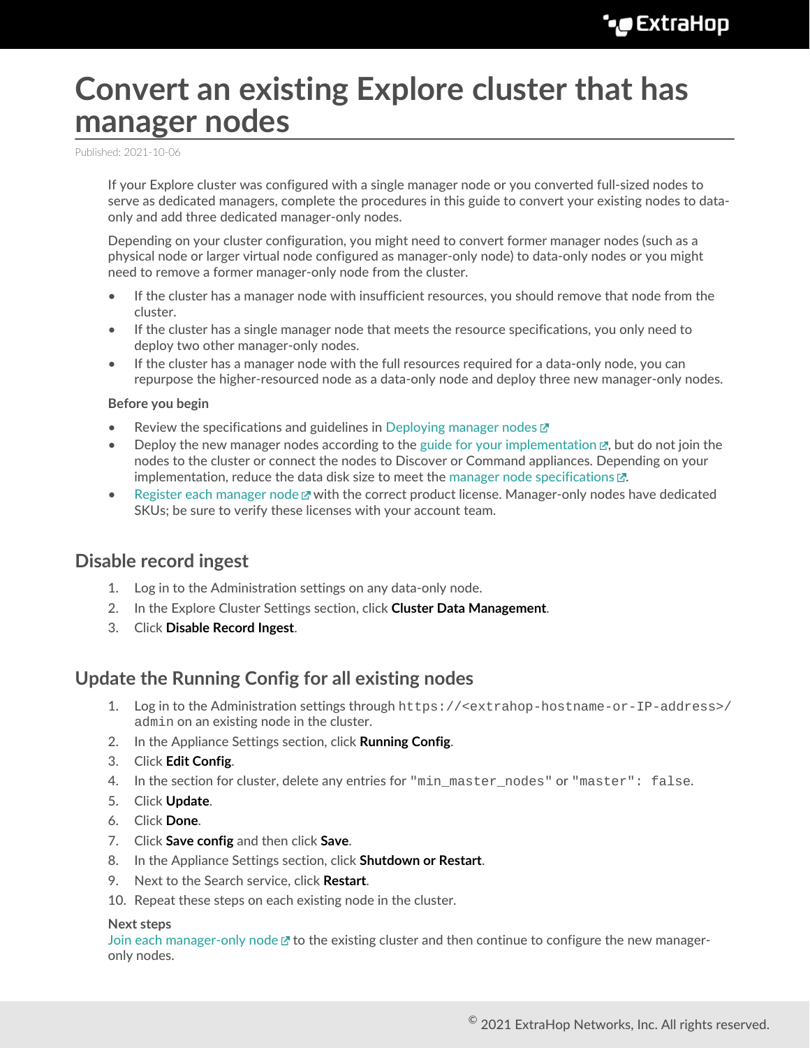# Convert an existing Explore cluster that has manager nodes

Published: 2021-10-06

If your Explore cluster was configured with a single manager node or you converted full-sized nodes to serve as dedicated managers, complete the procedures in this guide to convert your existing nodes to data-only and add three dedicated manager-only nodes.

Depending on your cluster configuration, you might need to convert former manager nodes (such as a physical node or larger virtual node configured as manager-only node) to data-only nodes or you might need to remove a former manager-only node from the cluster.

- If the cluster has a manager node with insufficient resources, you should remove that node from the cluster.
- If the cluster has a single manager node that meets the resource specifications, you only need to deploy two other manager-only nodes.
- If the cluster has a manager node with the full resources required for a data-only node, you can repurpose the higher-resourced node as a data-only node and deploy three new manager-only nodes.

**Before you begin**

- Review the specifications and guidelines in Deploying manager nodes
- Deploy the new manager nodes according to the guide for your implementation, but do not join the nodes to the cluster or connect the nodes to Discover or Command appliances. Depending on your implementation, reduce the data disk size to meet the manager node specifications.
- Register each manager node with the correct product license. Manager-only nodes have dedicated SKUs; be sure to verify these licenses with your account team.

## Disable record ingest

1. Log in to the Administration settings on any data-only node.
2. In the Explore Cluster Settings section, click **Cluster Data Management**.
3. Click **Disable Record Ingest**.

## Update the Running Config for all existing nodes

1. Log in to the Administration settings through `https://<extrahop-hostname-or-IP-address>/admin` on an existing node in the cluster.
2. In the Appliance Settings section, click **Running Config**.
3. Click **Edit Config**.
4. In the section for cluster, delete any entries for `"min_master_nodes"` or `"master": false`.
5. Click **Update**.
6. Click **Done**.
7. Click **Save config** and then click **Save**.
8. In the Appliance Settings section, click **Shutdown or Restart**.
9. Next to the Search service, click **Restart**.
10. Repeat these steps on each existing node in the cluster.

**Next steps**

Join each manager-only node to the existing cluster and then continue to configure the new manager-only nodes.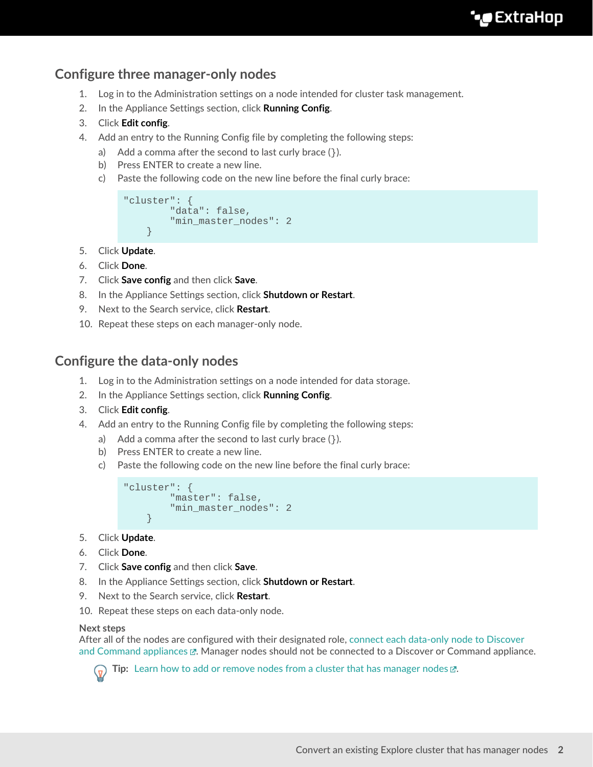## Configure three manager-only nodes

1. Log in to the Administration settings on a node intended for cluster task management.
2. In the Appliance Settings section, click **Running Config**.
3. Click **Edit config**.
4. Add an entry to the Running Config file by completing the following steps:
   a) Add a comma after the second to last curly brace (}).
   b) Press ENTER to create a new line.
   c) Paste the following code on the new line before the final curly brace:

   ```
   "cluster": {
           "data": false,
           "min_master_nodes": 2
       }
   ```

5. Click **Update**.
6. Click **Done**.
7. Click **Save config** and then click **Save**.
8. In the Appliance Settings section, click **Shutdown or Restart**.
9. Next to the Search service, click **Restart**.
10. Repeat these steps on each manager-only node.

## Configure the data-only nodes

1. Log in to the Administration settings on a node intended for data storage.
2. In the Appliance Settings section, click **Running Config**.
3. Click **Edit config**.
4. Add an entry to the Running Config file by completing the following steps:
   a) Add a comma after the second to last curly brace (}).
   b) Press ENTER to create a new line.
   c) Paste the following code on the new line before the final curly brace:

   ```
   "cluster": {
           "master": false,
           "min_master_nodes": 2
       }
   ```

5. Click **Update**.
6. Click **Done**.
7. Click **Save config** and then click **Save**.
8. In the Appliance Settings section, click **Shutdown or Restart**.
9. Next to the Search service, click **Restart**.
10. Repeat these steps on each data-only node.

**Next steps**

After all of the nodes are configured with their designated role, connect each data-only node to Discover and Command appliances. Manager nodes should not be connected to a Discover or Command appliance.

**Tip:** Learn how to add or remove nodes from a cluster that has manager nodes.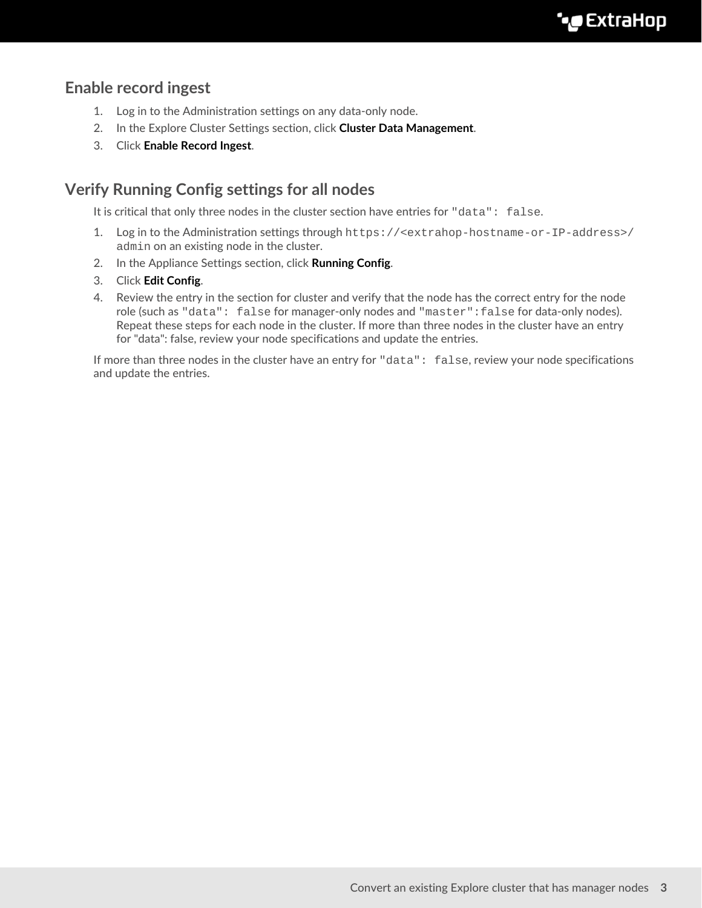## Enable record ingest

1. Log in to the Administration settings on any data-only node.
2. In the Explore Cluster Settings section, click **Cluster Data Management**.
3. Click **Enable Record Ingest**.

## Verify Running Config settings for all nodes

It is critical that only three nodes in the cluster section have entries for `"data": false`.

1. Log in to the Administration settings through `https://<extrahop-hostname-or-IP-address>/admin` on an existing node in the cluster.
2. In the Appliance Settings section, click **Running Config**.
3. Click **Edit Config**.
4. Review the entry in the section for cluster and verify that the node has the correct entry for the node role (such as `"data": false` for manager-only nodes and `"master":false` for data-only nodes). Repeat these steps for each node in the cluster. If more than three nodes in the cluster have an entry for "data": false, review your node specifications and update the entries.

If more than three nodes in the cluster have an entry for `"data": false`, review your node specifications and update the entries.